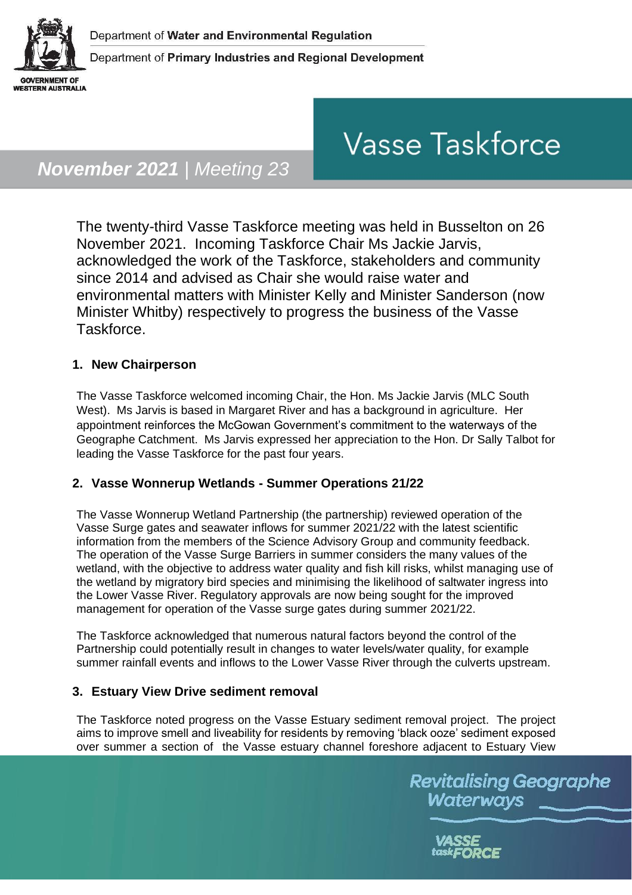Department of **Water and Environmental Regulation**

Department of **Primary Industries and Regional Development**

# Vasse Taskforce

***November 2021*** | *Meeting 23*

The twenty-third Vasse Taskforce meeting was held in Busselton on 26 November 2021. Incoming Taskforce Chair Ms Jackie Jarvis, acknowledged the work of the Taskforce, stakeholders and community since 2014 and advised as Chair she would raise water and environmental matters with Minister Kelly and Minister Sanderson (now Minister Whitby) respectively to progress the business of the Vasse Taskforce.

## 1. New Chairperson

The Vasse Taskforce welcomed incoming Chair, the Hon. Ms Jackie Jarvis (MLC South West). Ms Jarvis is based in Margaret River and has a background in agriculture. Her appointment reinforces the McGowan Government's commitment to the waterways of the Geographe Catchment. Ms Jarvis expressed her appreciation to the Hon. Dr Sally Talbot for leading the Vasse Taskforce for the past four years.

## 2. Vasse Wonnerup Wetlands - Summer Operations 21/22

The Vasse Wonnerup Wetland Partnership (the partnership) reviewed operation of the Vasse Surge gates and seawater inflows for summer 2021/22 with the latest scientific information from the members of the Science Advisory Group and community feedback. The operation of the Vasse Surge Barriers in summer considers the many values of the wetland, with the objective to address water quality and fish kill risks, whilst managing use of the wetland by migratory bird species and minimising the likelihood of saltwater ingress into the Lower Vasse River. Regulatory approvals are now being sought for the improved management for operation of the Vasse surge gates during summer 2021/22.

The Taskforce acknowledged that numerous natural factors beyond the control of the Partnership could potentially result in changes to water levels/water quality, for example summer rainfall events and inflows to the Lower Vasse River through the culverts upstream.

## 3. Estuary View Drive sediment removal

The Taskforce noted progress on the Vasse Estuary sediment removal project. The project aims to improve smell and liveability for residents by removing 'black ooze' sediment exposed over summer a section of the Vasse estuary channel foreshore adjacent to Estuary View

Revitalising Geographe Waterways

VASSE taskFORCE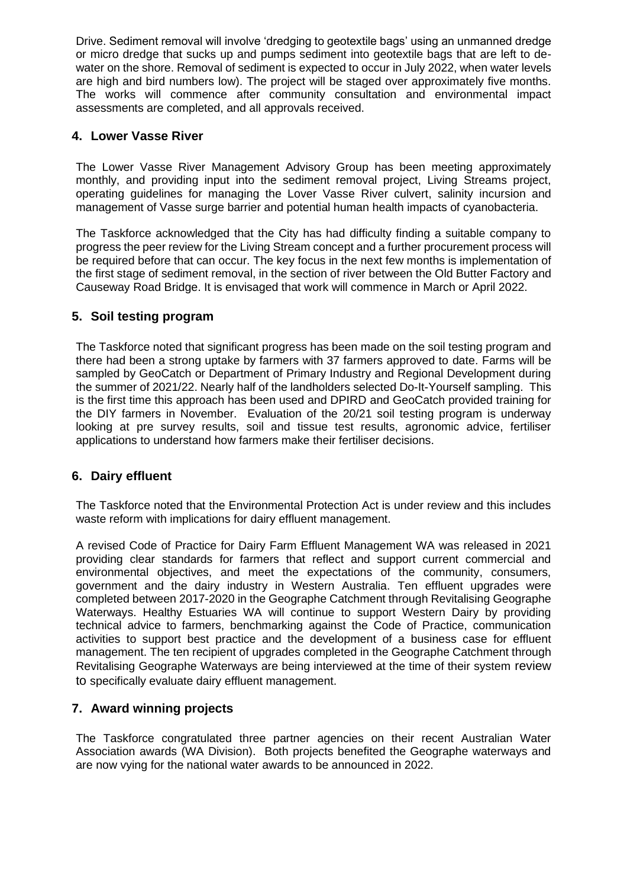Drive. Sediment removal will involve 'dredging to geotextile bags' using an unmanned dredge or micro dredge that sucks up and pumps sediment into geotextile bags that are left to de-water on the shore. Removal of sediment is expected to occur in July 2022, when water levels are high and bird numbers low). The project will be staged over approximately five months. The works will commence after community consultation and environmental impact assessments are completed, and all approvals received.

## 4. Lower Vasse River

The Lower Vasse River Management Advisory Group has been meeting approximately monthly, and providing input into the sediment removal project, Living Streams project, operating guidelines for managing the Lover Vasse River culvert, salinity incursion and management of Vasse surge barrier and potential human health impacts of cyanobacteria.

The Taskforce acknowledged that the City has had difficulty finding a suitable company to progress the peer review for the Living Stream concept and a further procurement process will be required before that can occur. The key focus in the next few months is implementation of the first stage of sediment removal, in the section of river between the Old Butter Factory and Causeway Road Bridge. It is envisaged that work will commence in March or April 2022.

## 5. Soil testing program

The Taskforce noted that significant progress has been made on the soil testing program and there had been a strong uptake by farmers with 37 farmers approved to date. Farms will be sampled by GeoCatch or Department of Primary Industry and Regional Development during the summer of 2021/22. Nearly half of the landholders selected Do-It-Yourself sampling. This is the first time this approach has been used and DPIRD and GeoCatch provided training for the DIY farmers in November. Evaluation of the 20/21 soil testing program is underway looking at pre survey results, soil and tissue test results, agronomic advice, fertiliser applications to understand how farmers make their fertiliser decisions.

## 6. Dairy effluent

The Taskforce noted that the Environmental Protection Act is under review and this includes waste reform with implications for dairy effluent management.

A revised Code of Practice for Dairy Farm Effluent Management WA was released in 2021 providing clear standards for farmers that reflect and support current commercial and environmental objectives, and meet the expectations of the community, consumers, government and the dairy industry in Western Australia. Ten effluent upgrades were completed between 2017-2020 in the Geographe Catchment through Revitalising Geographe Waterways. Healthy Estuaries WA will continue to support Western Dairy by providing technical advice to farmers, benchmarking against the Code of Practice, communication activities to support best practice and the development of a business case for effluent management. The ten recipient of upgrades completed in the Geographe Catchment through Revitalising Geographe Waterways are being interviewed at the time of their system review to specifically evaluate dairy effluent management.

## 7. Award winning projects

The Taskforce congratulated three partner agencies on their recent Australian Water Association awards (WA Division). Both projects benefited the Geographe waterways and are now vying for the national water awards to be announced in 2022.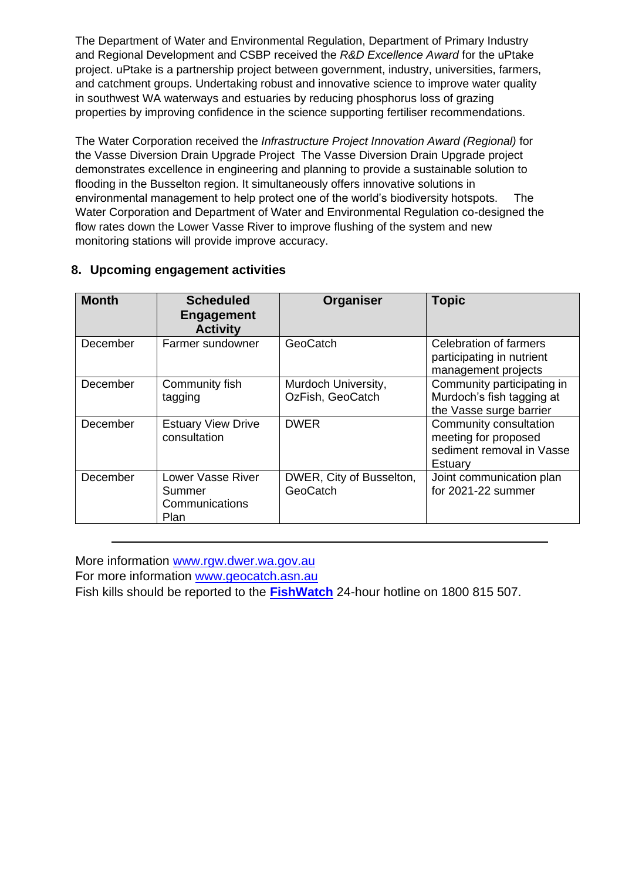The Department of Water and Environmental Regulation, Department of Primary Industry and Regional Development and CSBP received the *R&D Excellence Award* for the uPtake project. uPtake is a partnership project between government, industry, universities, farmers, and catchment groups. Undertaking robust and innovative science to improve water quality in southwest WA waterways and estuaries by reducing phosphorus loss of grazing properties by improving confidence in the science supporting fertiliser recommendations.

The Water Corporation received the *Infrastructure Project Innovation Award (Regional)* for the Vasse Diversion Drain Upgrade Project The Vasse Diversion Drain Upgrade project demonstrates excellence in engineering and planning to provide a sustainable solution to flooding in the Busselton region. It simultaneously offers innovative solutions in environmental management to help protect one of the world's biodiversity hotspots. The Water Corporation and Department of Water and Environmental Regulation co-designed the flow rates down the Lower Vasse River to improve flushing of the system and new monitoring stations will provide improve accuracy.

## 8. Upcoming engagement activities

| Month | Scheduled Engagement Activity | Organiser | Topic |
|---|---|---|---|
| December | Farmer sundowner | GeoCatch | Celebration of farmers participating in nutrient management projects |
| December | Community fish tagging | Murdoch University, OzFish, GeoCatch | Community participating in Murdoch's fish tagging at the Vasse surge barrier |
| December | Estuary View Drive consultation | DWER | Community consultation meeting for proposed sediment removal in Vasse Estuary |
| December | Lower Vasse River Summer Communications Plan | DWER, City of Busselton, GeoCatch | Joint communication plan for 2021-22 summer |

---

More information [www.rgw.dwer.wa.gov.au](http://www.rgw.dwer.wa.gov.au)
For more information [www.geocatch.asn.au](http://www.geocatch.asn.au)
Fish kills should be reported to the **FishWatch** 24-hour hotline on 1800 815 507.